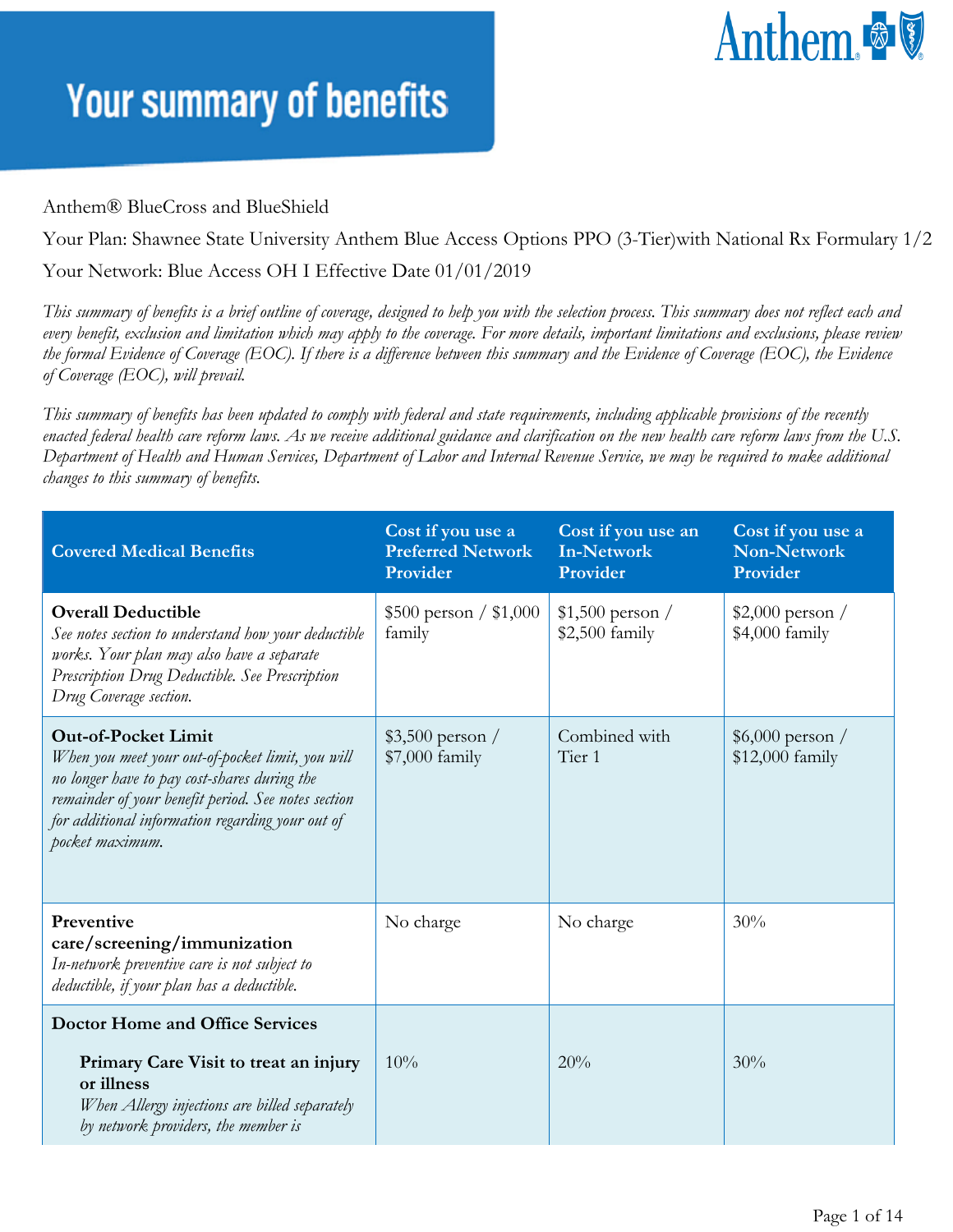# Your summary of benefits

Anthem® BlueCross and BlueShield

Your Plan: Shawnee State University Anthem Blue Access Options PPO (3-Tier)with National Rx Formulary 1/2

Your Network: Blue Access OH I Effective Date 01/01/2019

*This summary of benefits is a brief outline of coverage, designed to help you with the selection process. This summary does not reflect each and every benefit, exclusion and limitation which may apply to the coverage. For more details, important limitations and exclusions, please review the formal Evidence of Coverage (EOC). If there is a difference between this summary and the Evidence of Coverage (EOC), the Evidence of Coverage (EOC), will prevail.*

*This summary of benefits has been updated to comply with federal and state requirements, including applicable provisions of the recently enacted federal health care reform laws. As we receive additional guidance and clarification on the new health care reform laws from the U.S. Department of Health and Human Services, Department of Labor and Internal Revenue Service, we may be required to make additional changes to this summary of benefits.*

| Covered Medical Benefits | Cost if you use a Preferred Network Provider | Cost if you use an In-Network Provider | Cost if you use a Non-Network Provider |
|---|---|---|---|
| **Overall Deductible** *See notes section to understand how your deductible works. Your plan may also have a separate Prescription Drug Deductible. See Prescription Drug Coverage section.* | $500 person / $1,000 family | $1,500 person / $2,500 family | $2,000 person / $4,000 family |
| **Out-of-Pocket Limit** *When you meet your out-of-pocket limit, you will no longer have to pay cost-shares during the remainder of your benefit period. See notes section for additional information regarding your out of pocket maximum.* | $3,500 person / $7,000 family | Combined with Tier 1 | $6,000 person / $12,000 family |
| **Preventive care/screening/immunization** *In-network preventive care is not subject to deductible, if your plan has a deductible.* | No charge | No charge | 30% |
| **Doctor Home and Office Services** | | | |
| **Primary Care Visit to treat an injury or illness** *When Allergy injections are billed separately by network providers, the member is* | 10% | 20% | 30% |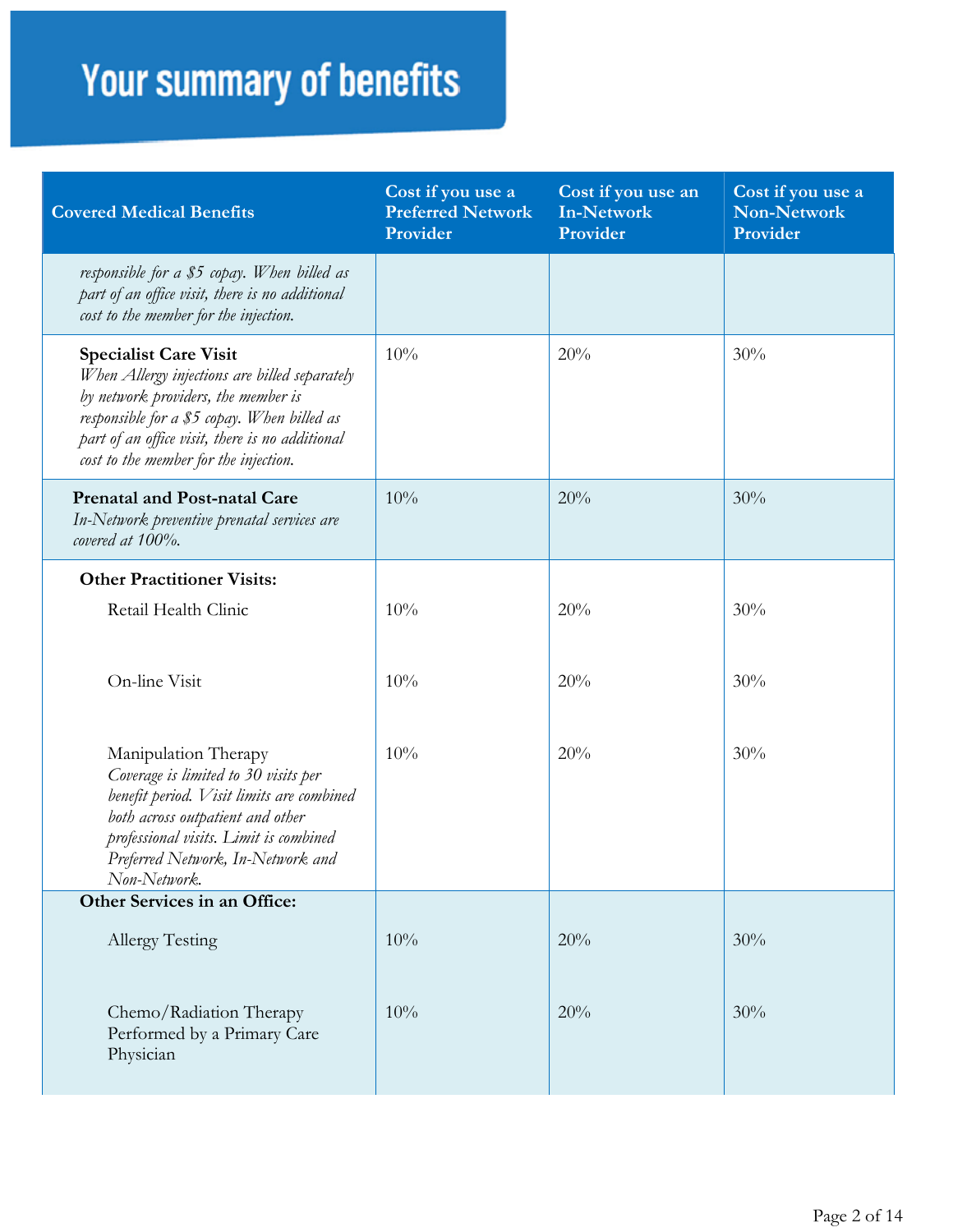# Your summary of benefits

| Covered Medical Benefits | Cost if you use a Preferred Network Provider | Cost if you use an In-Network Provider | Cost if you use a Non-Network Provider |
|---|---|---|---|
| *responsible for a $5 copay. When billed as part of an office visit, there is no additional cost to the member for the injection.* | | | |
| **Specialist Care Visit** *When Allergy injections are billed separately by network providers, the member is responsible for a $5 copay. When billed as part of an office visit, there is no additional cost to the member for the injection.* | 10% | 20% | 30% |
| **Prenatal and Post-natal Care** *In-Network preventive prenatal services are covered at 100%.* | 10% | 20% | 30% |
| **Other Practitioner Visits:** | | | |
| Retail Health Clinic | 10% | 20% | 30% |
| On-line Visit | 10% | 20% | 30% |
| Manipulation Therapy *Coverage is limited to 30 visits per benefit period. Visit limits are combined both across outpatient and other professional visits. Limit is combined Preferred Network, In-Network and Non-Network.* | 10% | 20% | 30% |
| **Other Services in an Office:** | | | |
| Allergy Testing | 10% | 20% | 30% |
| Chemo/Radiation Therapy Performed by a Primary Care Physician | 10% | 20% | 30% |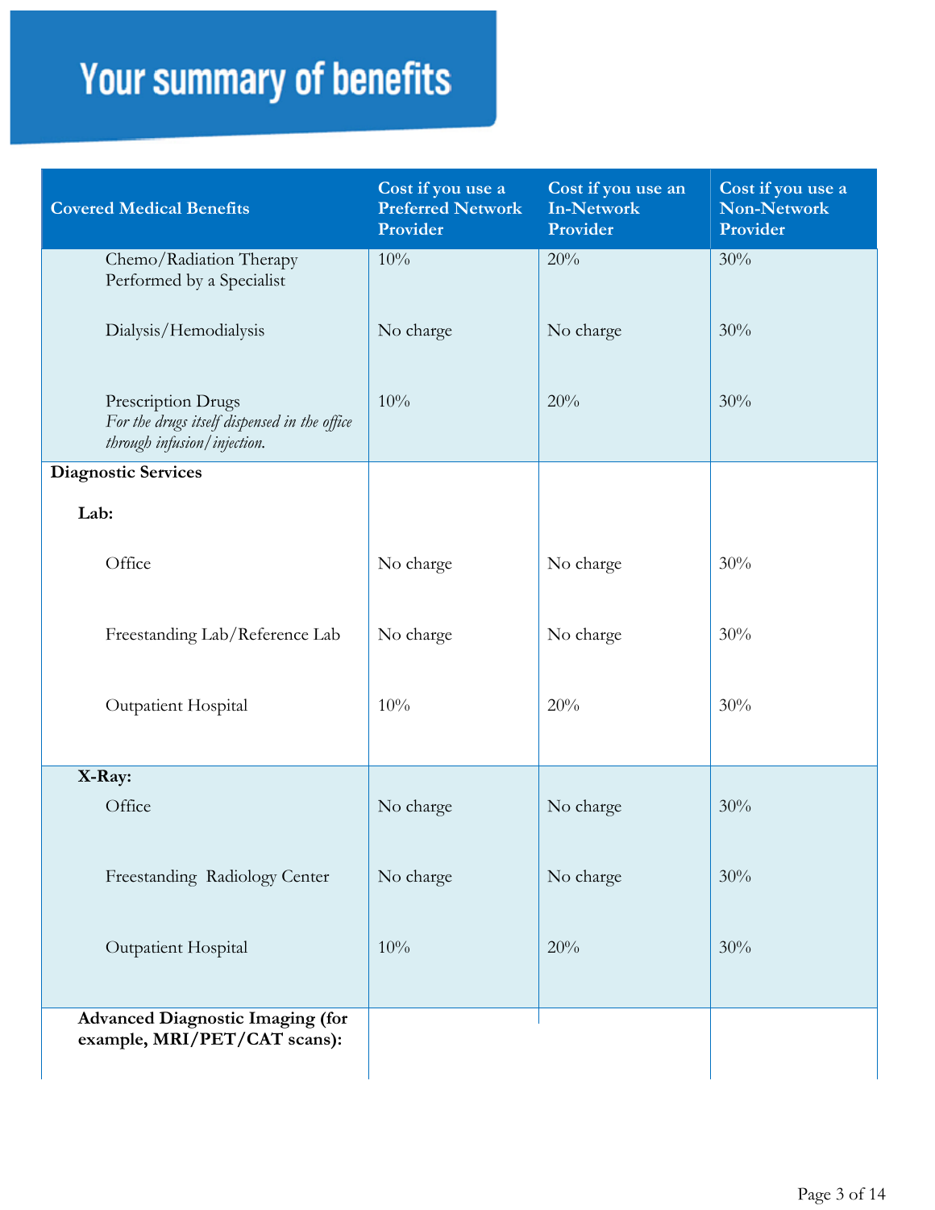# Your summary of benefits

| Covered Medical Benefits | Cost if you use a Preferred Network Provider | Cost if you use an In-Network Provider | Cost if you use a Non-Network Provider |
|---|---|---|---|
| Chemo/Radiation Therapy Performed by a Specialist | 10% | 20% | 30% |
| Dialysis/Hemodialysis | No charge | No charge | 30% |
| Prescription Drugs *For the drugs itself dispensed in the office through infusion/injection.* | 10% | 20% | 30% |
| **Diagnostic Services** | | | |
| **Lab:** | | | |
| Office | No charge | No charge | 30% |
| Freestanding Lab/Reference Lab | No charge | No charge | 30% |
| Outpatient Hospital | 10% | 20% | 30% |
| **X-Ray:** | | | |
| Office | No charge | No charge | 30% |
| Freestanding Radiology Center | No charge | No charge | 30% |
| Outpatient Hospital | 10% | 20% | 30% |
| **Advanced Diagnostic Imaging (for example, MRI/PET/CAT scans):** | | | |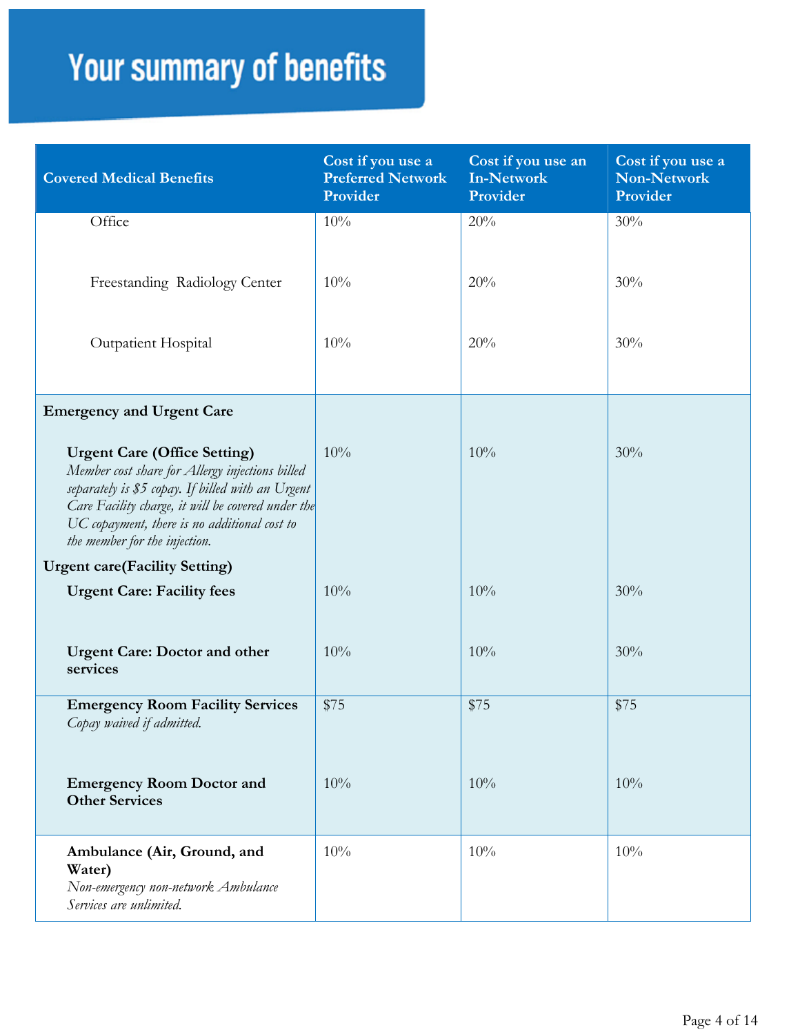# Your summary of benefits

| Covered Medical Benefits | Cost if you use a Preferred Network Provider | Cost if you use an In-Network Provider | Cost if you use a Non-Network Provider |
|---|---|---|---|
| Office | 10% | 20% | 30% |
| Freestanding Radiology Center | 10% | 20% | 30% |
| Outpatient Hospital | 10% | 20% | 30% |
| **Emergency and Urgent Care** | | | |
| **Urgent Care (Office Setting)** *Member cost share for Allergy injections billed separately is $5 copay. If billed with an Urgent Care Facility charge, it will be covered under the UC copayment, there is no additional cost to the member for the injection.* | 10% | 10% | 30% |
| **Urgent care(Facility Setting)** | | | |
| **Urgent Care: Facility fees** | 10% | 10% | 30% |
| **Urgent Care: Doctor and other services** | 10% | 10% | 30% |
| **Emergency Room Facility Services** *Copay waived if admitted.* | $75 | $75 | $75 |
| **Emergency Room Doctor and Other Services** | 10% | 10% | 10% |
| **Ambulance (Air, Ground, and Water)** *Non-emergency non-network Ambulance Services are unlimited.* | 10% | 10% | 10% |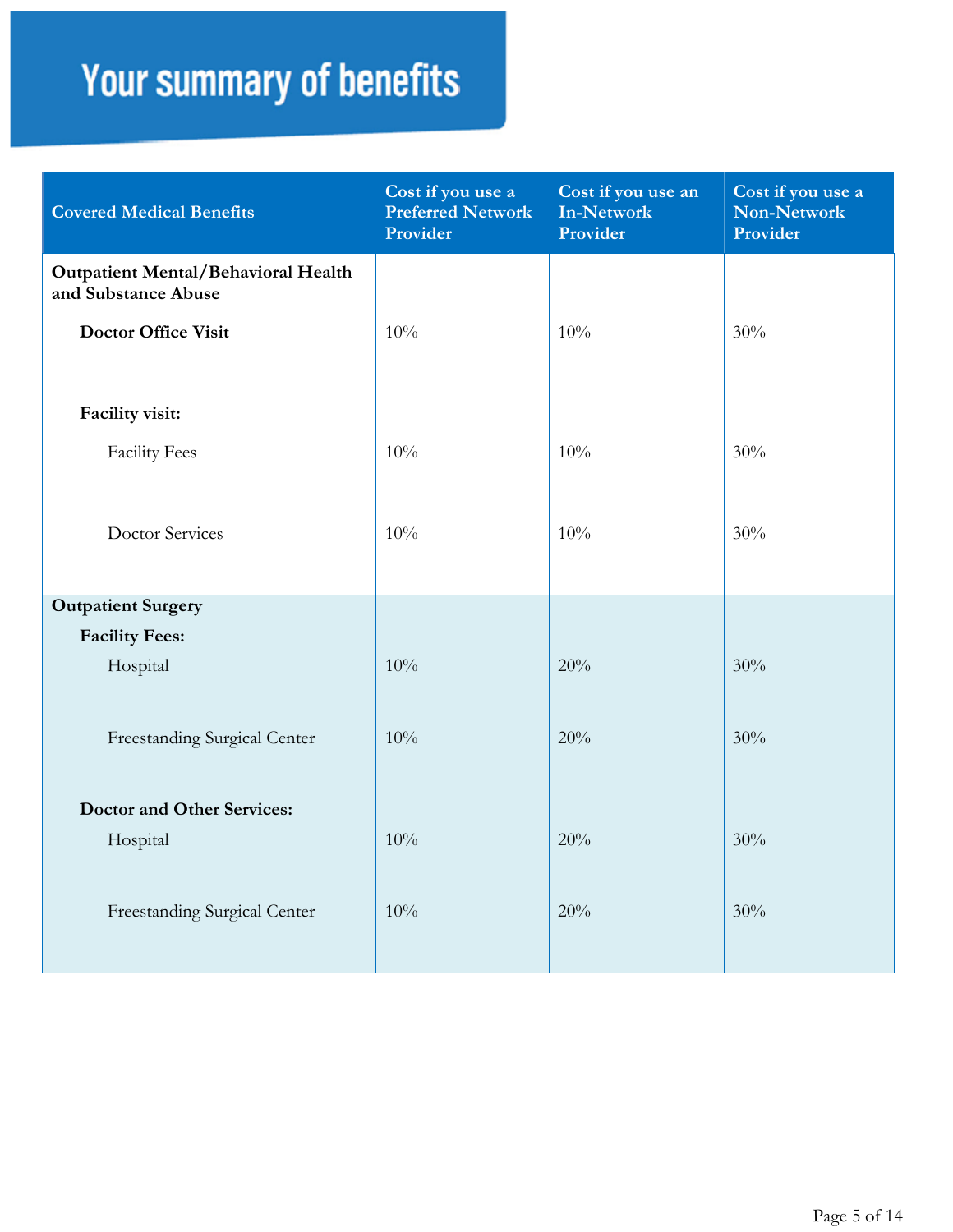# Your summary of benefits

| Covered Medical Benefits | Cost if you use a Preferred Network Provider | Cost if you use an In-Network Provider | Cost if you use a Non-Network Provider |
|---|---|---|---|
| **Outpatient Mental/Behavioral Health and Substance Abuse** | | | |
| **Doctor Office Visit** | 10% | 10% | 30% |
| **Facility visit:** | | | |
| Facility Fees | 10% | 10% | 30% |
| Doctor Services | 10% | 10% | 30% |
| **Outpatient Surgery** | | | |
| **Facility Fees:** | | | |
| Hospital | 10% | 20% | 30% |
| Freestanding Surgical Center | 10% | 20% | 30% |
| **Doctor and Other Services:** | | | |
| Hospital | 10% | 20% | 30% |
| Freestanding Surgical Center | 10% | 20% | 30% |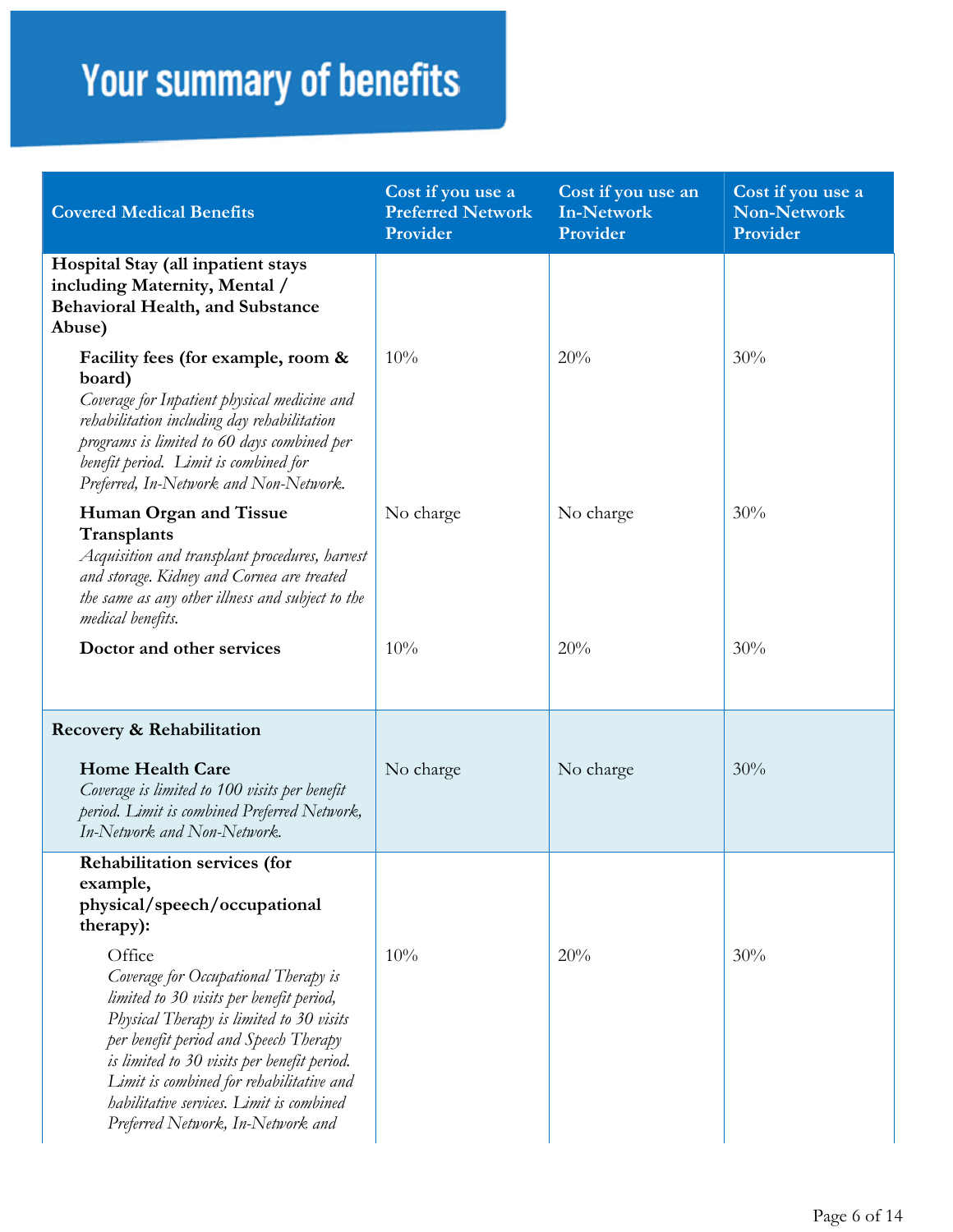# Your summary of benefits

| Covered Medical Benefits | Cost if you use a Preferred Network Provider | Cost if you use an In-Network Provider | Cost if you use a Non-Network Provider |
|---|---|---|---|
| **Hospital Stay (all inpatient stays including Maternity, Mental / Behavioral Health, and Substance Abuse)** | | | |
| **Facility fees (for example, room & board)** *Coverage for Inpatient physical medicine and rehabilitation including day rehabilitation programs is limited to 60 days combined per benefit period. Limit is combined for Preferred, In-Network and Non-Network.* | 10% | 20% | 30% |
| **Human Organ and Tissue Transplants** *Acquisition and transplant procedures, harvest and storage. Kidney and Cornea are treated the same as any other illness and subject to the medical benefits.* | No charge | No charge | 30% |
| **Doctor and other services** | 10% | 20% | 30% |
| **Recovery & Rehabilitation** | | | |
| **Home Health Care** *Coverage is limited to 100 visits per benefit period. Limit is combined Preferred Network, In-Network and Non-Network.* | No charge | No charge | 30% |
| **Rehabilitation services (for example, physical/speech/occupational therapy):** | | | |
| Office *Coverage for Occupational Therapy is limited to 30 visits per benefit period, Physical Therapy is limited to 30 visits per benefit period and Speech Therapy is limited to 30 visits per benefit period. Limit is combined for rehabilitative and habilitative services. Limit is combined Preferred Network, In-Network and* | 10% | 20% | 30% |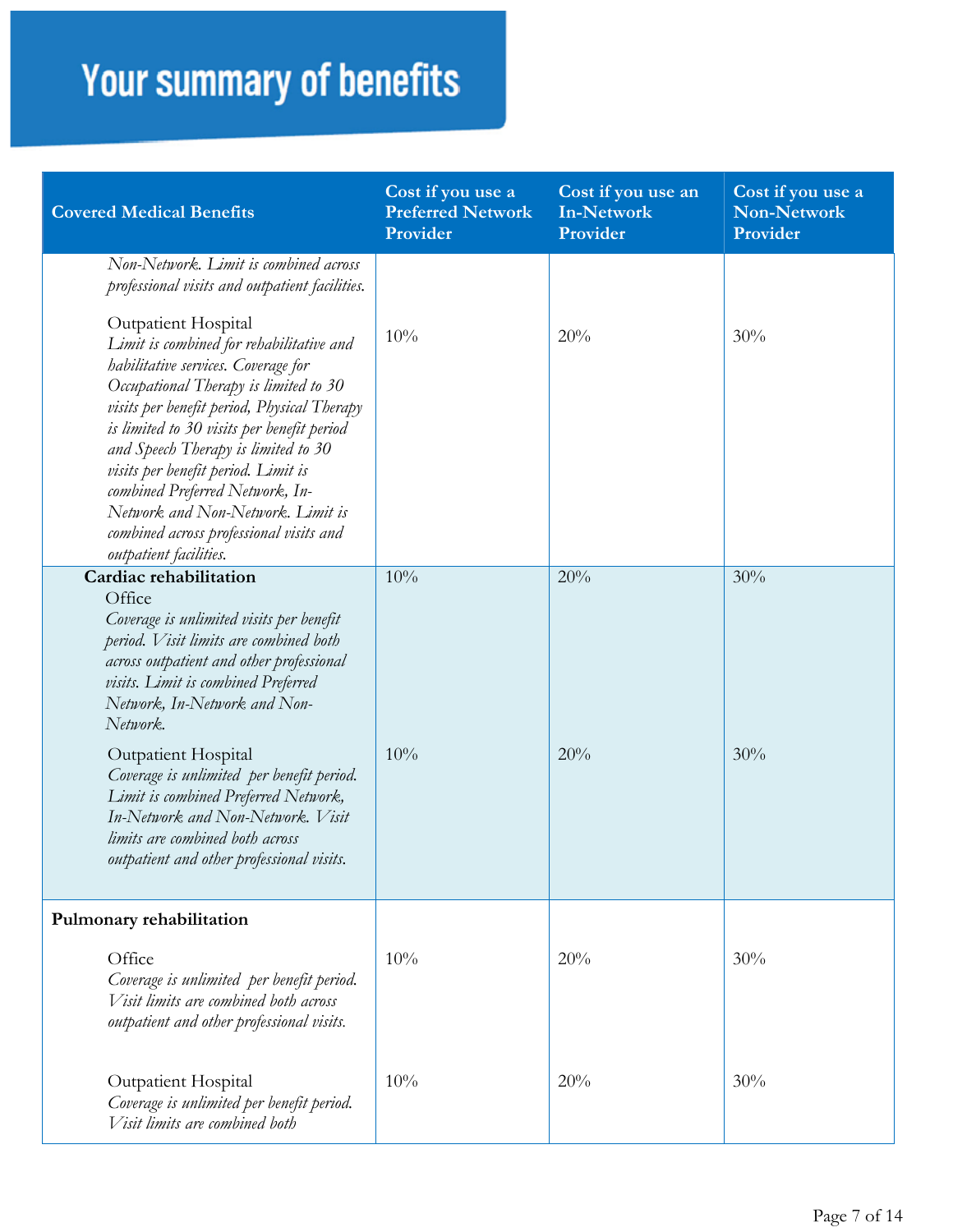# Your summary of benefits

| Covered Medical Benefits | Cost if you use a Preferred Network Provider | Cost if you use an In-Network Provider | Cost if you use a Non-Network Provider |
|---|---|---|---|
| *Non-Network. Limit is combined across professional visits and outpatient facilities.* | | | |
| Outpatient Hospital *Limit is combined for rehabilitative and habilitative services. Coverage for Occupational Therapy is limited to 30 visits per benefit period, Physical Therapy is limited to 30 visits per benefit period and Speech Therapy is limited to 30 visits per benefit period. Limit is combined Preferred Network, In-Network and Non-Network. Limit is combined across professional visits and outpatient facilities.* | 10% | 20% | 30% |
| **Cardiac rehabilitation** | | | |
| Office *Coverage is unlimited visits per benefit period. Visit limits are combined both across outpatient and other professional visits. Limit is combined Preferred Network, In-Network and Non-Network.* | 10% | 20% | 30% |
| Outpatient Hospital *Coverage is unlimited per benefit period. Limit is combined Preferred Network, In-Network and Non-Network. Visit limits are combined both across outpatient and other professional visits.* | 10% | 20% | 30% |
| **Pulmonary rehabilitation** | | | |
| Office *Coverage is unlimited per benefit period. Visit limits are combined both across outpatient and other professional visits.* | 10% | 20% | 30% |
| Outpatient Hospital *Coverage is unlimited per benefit period. Visit limits are combined both* | 10% | 20% | 30% |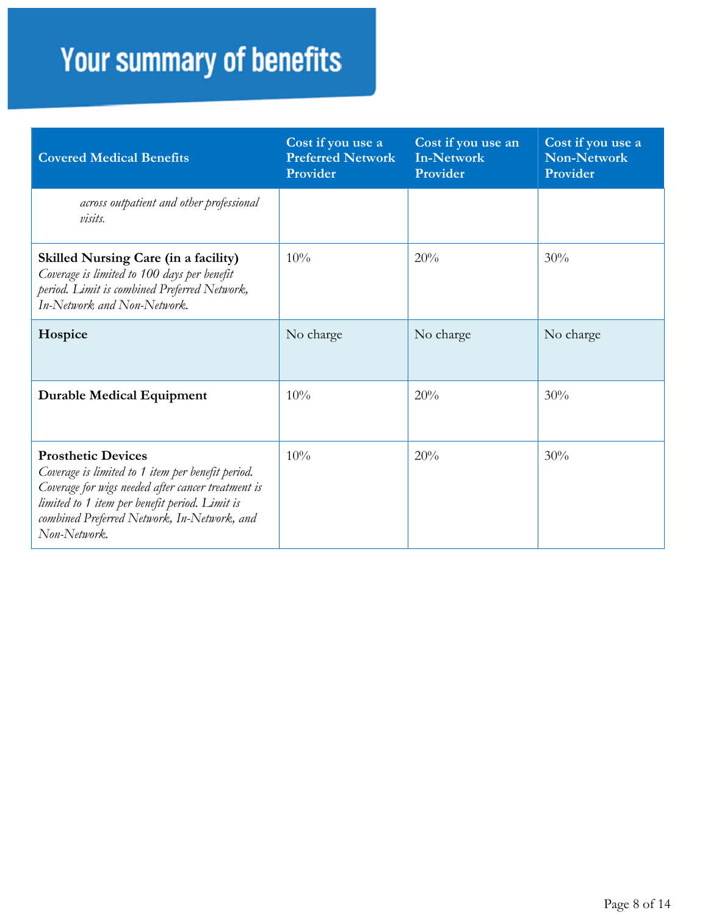# Your summary of benefits

| Covered Medical Benefits | Cost if you use a Preferred Network Provider | Cost if you use an In-Network Provider | Cost if you use a Non-Network Provider |
|---|---|---|---|
| *across outpatient and other professional visits.* | | | |
| **Skilled Nursing Care (in a facility)** *Coverage is limited to 100 days per benefit period. Limit is combined Preferred Network, In-Network and Non-Network.* | 10% | 20% | 30% |
| **Hospice** | No charge | No charge | No charge |
| **Durable Medical Equipment** | 10% | 20% | 30% |
| **Prosthetic Devices** *Coverage is limited to 1 item per benefit period. Coverage for wigs needed after cancer treatment is limited to 1 item per benefit period. Limit is combined Preferred Network, In-Network, and Non-Network.* | 10% | 20% | 30% |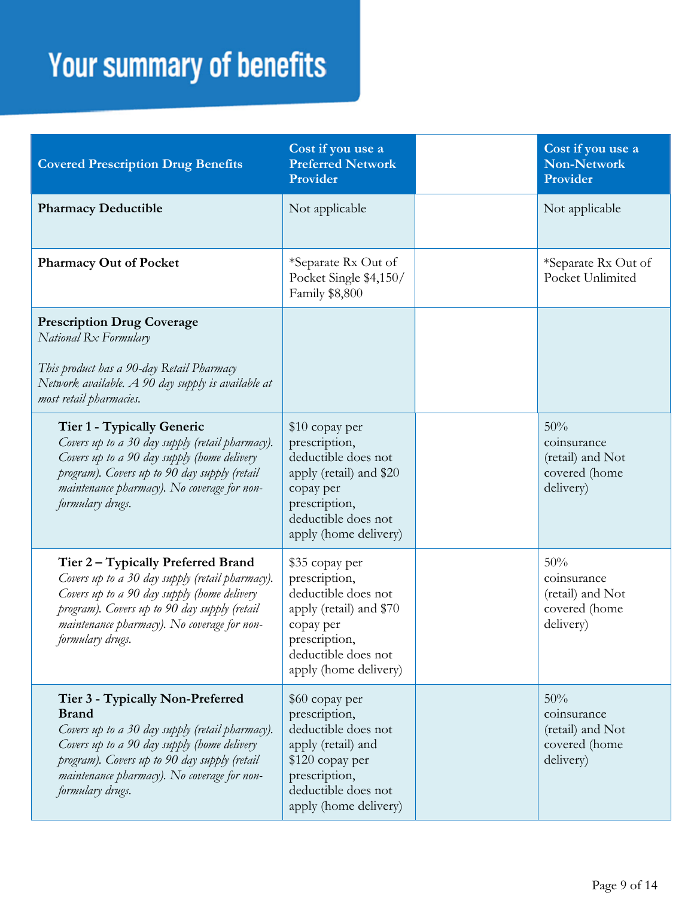# Your summary of benefits

| Covered Prescription Drug Benefits | Cost if you use a Preferred Network Provider | | Cost if you use a Non-Network Provider |
|---|---|---|---|
| **Pharmacy Deductible** | Not applicable | | Not applicable |
| **Pharmacy Out of Pocket** | *Separate Rx Out of Pocket Single $4,150/ Family $8,800 | | *Separate Rx Out of Pocket Unlimited |
| **Prescription Drug Coverage** *National Rx Formulary* *This product has a 90-day Retail Pharmacy Network available. A 90 day supply is available at most retail pharmacies.* | | | |
| **Tier 1 - Typically Generic** *Covers up to a 30 day supply (retail pharmacy). Covers up to a 90 day supply (home delivery program). Covers up to 90 day supply (retail maintenance pharmacy). No coverage for non-formulary drugs.* | $10 copay per prescription, deductible does not apply (retail) and $20 copay per prescription, deductible does not apply (home delivery) | | 50% coinsurance (retail) and Not covered (home delivery) |
| **Tier 2 – Typically Preferred Brand** *Covers up to a 30 day supply (retail pharmacy). Covers up to a 90 day supply (home delivery program). Covers up to 90 day supply (retail maintenance pharmacy). No coverage for non-formulary drugs.* | $35 copay per prescription, deductible does not apply (retail) and $70 copay per prescription, deductible does not apply (home delivery) | | 50% coinsurance (retail) and Not covered (home delivery) |
| **Tier 3 - Typically Non-Preferred Brand** *Covers up to a 30 day supply (retail pharmacy). Covers up to a 90 day supply (home delivery program). Covers up to 90 day supply (retail maintenance pharmacy). No coverage for non-formulary drugs.* | $60 copay per prescription, deductible does not apply (retail) and $120 copay per prescription, deductible does not apply (home delivery) | | 50% coinsurance (retail) and Not covered (home delivery) |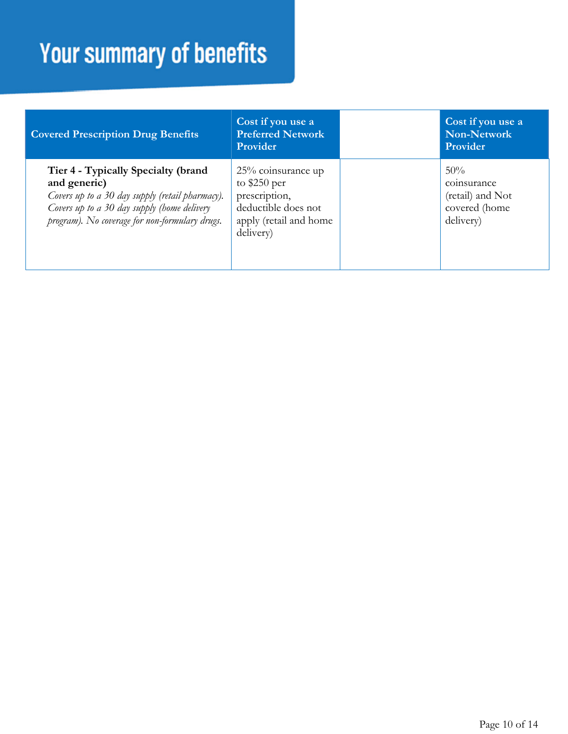# Your summary of benefits

| Covered Prescription Drug Benefits | Cost if you use a Preferred Network Provider | | Cost if you use a Non-Network Provider |
|---|---|---|---|
| **Tier 4 - Typically Specialty (brand and generic)** *Covers up to a 30 day supply (retail pharmacy). Covers up to a 30 day supply (home delivery program). No coverage for non-formulary drugs.* | 25% coinsurance up to $250 per prescription, deductible does not apply (retail and home delivery) | | 50% coinsurance (retail) and Not covered (home delivery) |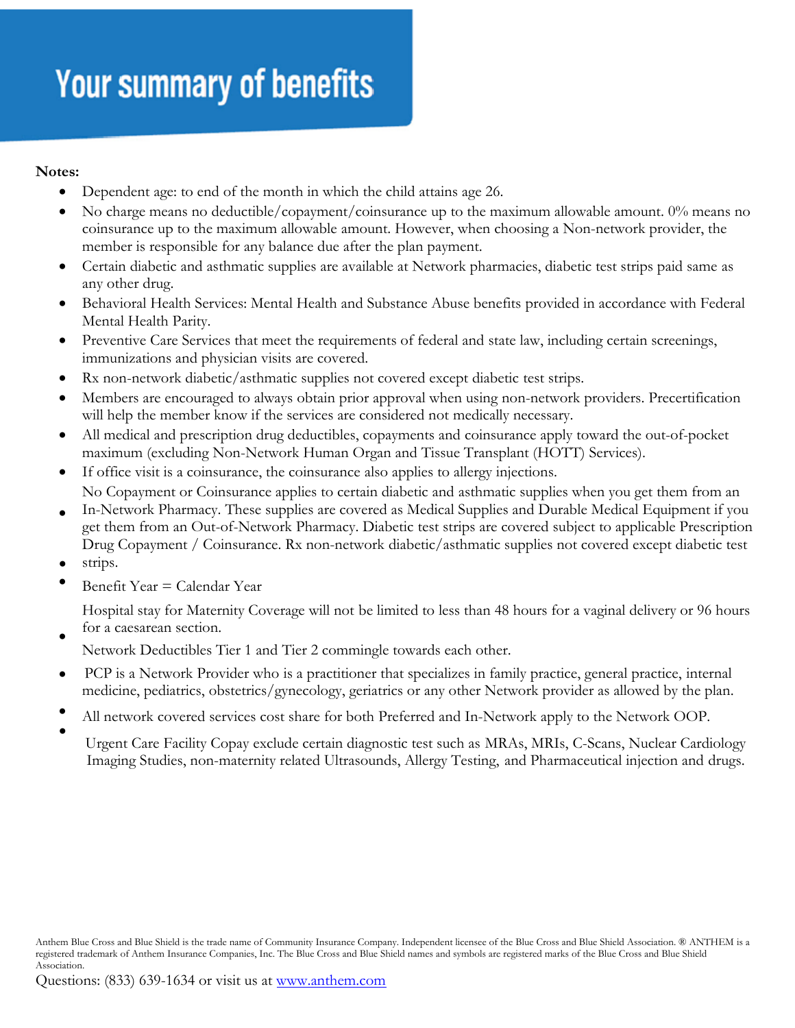# Your summary of benefits

**Notes:**

- Dependent age: to end of the month in which the child attains age 26.
- No charge means no deductible/copayment/coinsurance up to the maximum allowable amount. 0% means no coinsurance up to the maximum allowable amount. However, when choosing a Non-network provider, the member is responsible for any balance due after the plan payment.
- Certain diabetic and asthmatic supplies are available at Network pharmacies, diabetic test strips paid same as any other drug.
- Behavioral Health Services: Mental Health and Substance Abuse benefits provided in accordance with Federal Mental Health Parity.
- Preventive Care Services that meet the requirements of federal and state law, including certain screenings, immunizations and physician visits are covered.
- Rx non-network diabetic/asthmatic supplies not covered except diabetic test strips.
- Members are encouraged to always obtain prior approval when using non-network providers. Precertification will help the member know if the services are considered not medically necessary.
- All medical and prescription drug deductibles, copayments and coinsurance apply toward the out-of-pocket maximum (excluding Non-Network Human Organ and Tissue Transplant (HOTT) Services).
- If office visit is a coinsurance, the coinsurance also applies to allergy injections.
- No Copayment or Coinsurance applies to certain diabetic and asthmatic supplies when you get them from an In-Network Pharmacy. These supplies are covered as Medical Supplies and Durable Medical Equipment if you get them from an Out-of-Network Pharmacy. Diabetic test strips are covered subject to applicable Prescription Drug Copayment / Coinsurance. Rx non-network diabetic/asthmatic supplies not covered except diabetic test strips.
- Benefit Year = Calendar Year
- Hospital stay for Maternity Coverage will not be limited to less than 48 hours for a vaginal delivery or 96 hours for a caesarean section.
- Network Deductibles Tier 1 and Tier 2 commingle towards each other.
- PCP is a Network Provider who is a practitioner that specializes in family practice, general practice, internal medicine, pediatrics, obstetrics/gynecology, geriatrics or any other Network provider as allowed by the plan.
- All network covered services cost share for both Preferred and In-Network apply to the Network OOP.
- Urgent Care Facility Copay exclude certain diagnostic test such as MRAs, MRIs, C-Scans, Nuclear Cardiology Imaging Studies, non-maternity related Ultrasounds, Allergy Testing, and Pharmaceutical injection and drugs.

Anthem Blue Cross and Blue Shield is the trade name of Community Insurance Company. Independent licensee of the Blue Cross and Blue Shield Association. ® ANTHEM is a registered trademark of Anthem Insurance Companies, Inc. The Blue Cross and Blue Shield names and symbols are registered marks of the Blue Cross and Blue Shield Association.

Questions: (833) 639-1634 or visit us at [www.anthem.com](http://www.anthem.com)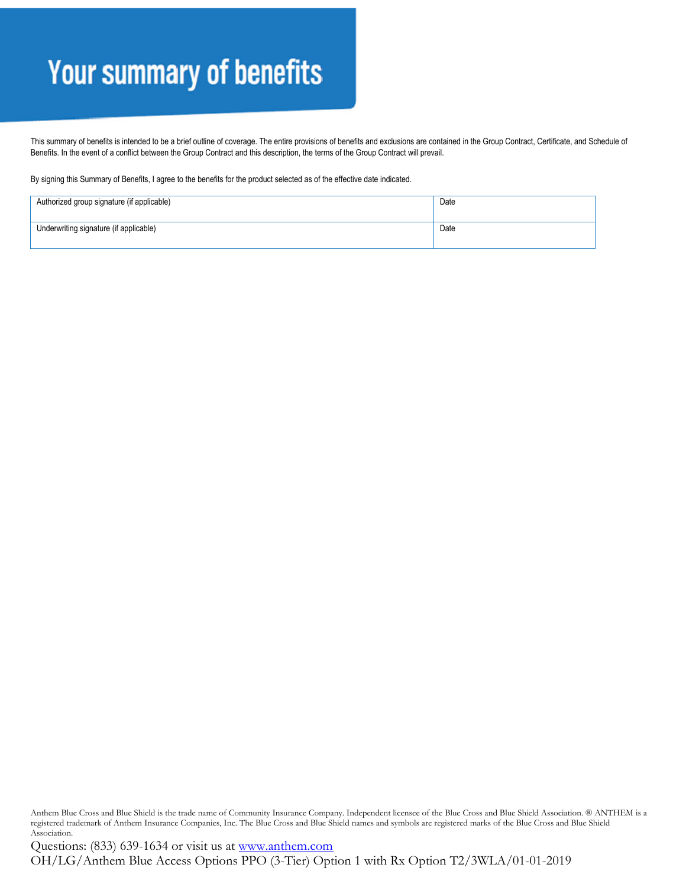# Your summary of benefits

This summary of benefits is intended to be a brief outline of coverage. The entire provisions of benefits and exclusions are contained in the Group Contract, Certificate, and Schedule of Benefits. In the event of a conflict between the Group Contract and this description, the terms of the Group Contract will prevail.

By signing this Summary of Benefits, I agree to the benefits for the product selected as of the effective date indicated.

| Authorized group signature (if applicable) | Date |
|---|---|
| Underwriting signature (if applicable) | Date |

Anthem Blue Cross and Blue Shield is the trade name of Community Insurance Company. Independent licensee of the Blue Cross and Blue Shield Association. ® ANTHEM is a registered trademark of Anthem Insurance Companies, Inc. The Blue Cross and Blue Shield names and symbols are registered marks of the Blue Cross and Blue Shield Association.

Questions: (833) 639-1634 or visit us at www.anthem.com

OH/LG/Anthem Blue Access Options PPO (3-Tier) Option 1 with Rx Option T2/3WLA/01-01-2019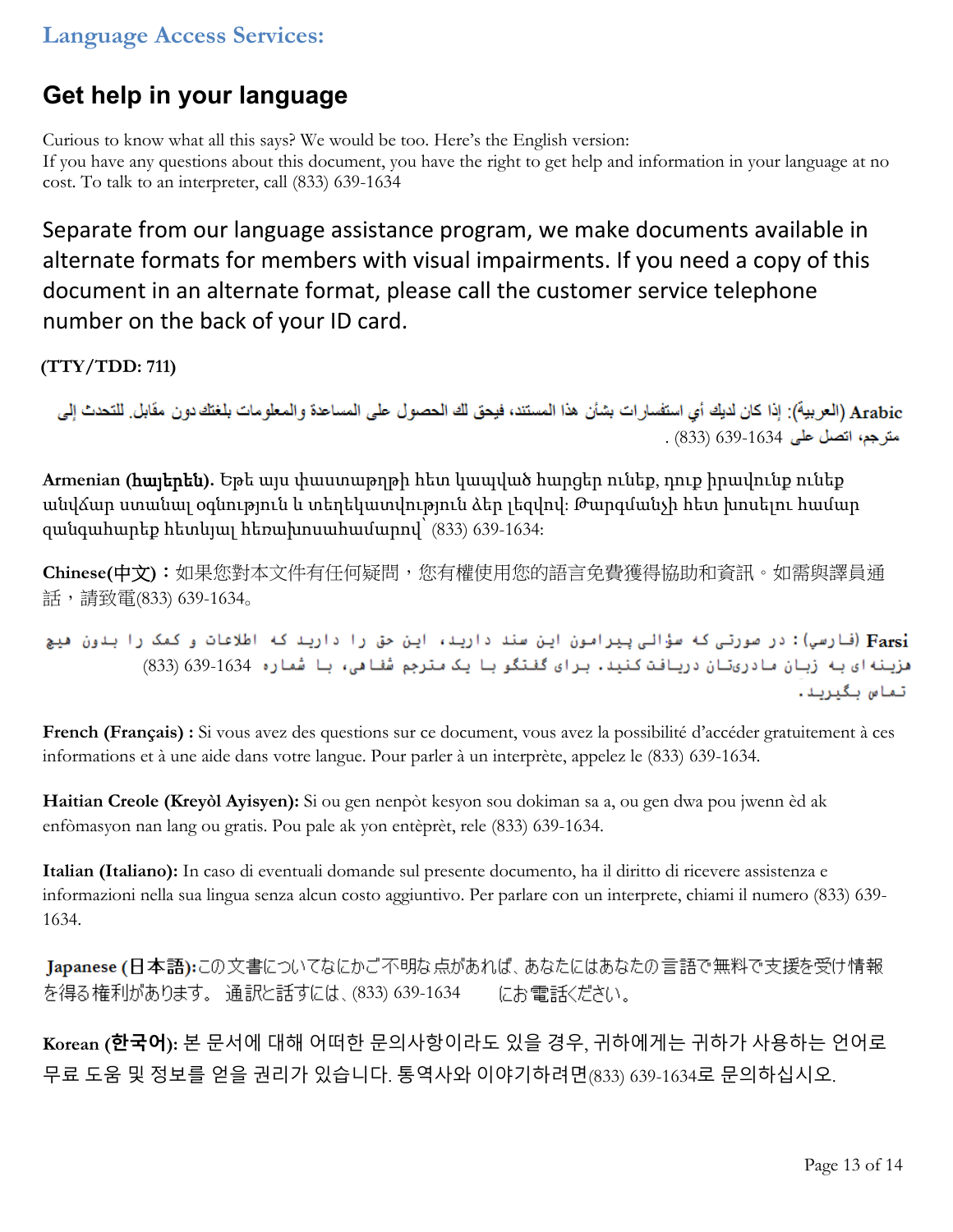**Language Access Services:**

## Get help in your language

Curious to know what all this says? We would be too. Here's the English version:
If you have any questions about this document, you have the right to get help and information in your language at no cost. To talk to an interpreter, call (833) 639-1634

Separate from our language assistance program, we make documents available in alternate formats for members with visual impairments. If you need a copy of this document in an alternate format, please call the customer service telephone number on the back of your ID card.

**(TTY/TDD: 711)**

**Arabic** (العربية): إذا كان لديك أي استفسارات بشأن هذا المستند، فيحق لك الحصول على المساعدة والمعلومات بلغتك دون مقابل. للتحدث إلى مترجم، اتصل على 1634-639 (833) .

**Armenian (հայերեն).** Եթե այս փաստաթղթի հետ կապված հարցեր ունեք, դուք իրավունք ունեք անվճար ստանալ օգնություն և տեղեկատվություն ձեր լեզվով: Թարգմանչի հետ խոսելու համար զանգահարեք հետևյալ հեռախոսահամարով՝ (833) 639-1634:

**Chinese(中文)**：如果您對本文件有任何疑問，您有權使用您的語言免費獲得協助和資訊。如需與譯員通話，請致電(833) 639-1634。

**Farsi** (فارسی): در صورتی که سؤالی پیرامون این سند دارید، این حق را دارید که اطلاعات و کمک را بدون هیچ هزینه ای به زبان مادریتان دریافت کنید. برای گفتگو با یک مترجم شفاهی، با شماره 1634-639 (833) تماس بگیرید.

**French (Français) :** Si vous avez des questions sur ce document, vous avez la possibilité d'accéder gratuitement à ces informations et à une aide dans votre langue. Pour parler à un interprète, appelez le (833) 639-1634.

**Haitian Creole (Kreyòl Ayisyen):** Si ou gen nenpòt kesyon sou dokiman sa a, ou gen dwa pou jwenn èd ak enfòmasyon nan lang ou gratis. Pou pale ak yon entèprèt, rele (833) 639-1634.

**Italian (Italiano):** In caso di eventuali domande sul presente documento, ha il diritto di ricevere assistenza e informazioni nella sua lingua senza alcun costo aggiuntivo. Per parlare con un interprete, chiami il numero (833) 639-1634.

**Japanese (日本語):** この文書についてなにかご不明な点があれば、あなたにはあなたの言語で無料で支援を受け情報を得る権利があります。 通訳と話すには、(833) 639-1634 にお電話ください。

**Korean (한국어):** 본 문서에 대해 어떠한 문의사항이라도 있을 경우, 귀하에게는 귀하가 사용하는 언어로 무료 도움 및 정보를 얻을 권리가 있습니다. 통역사와 이야기하려면(833) 639-1634로 문의하십시오.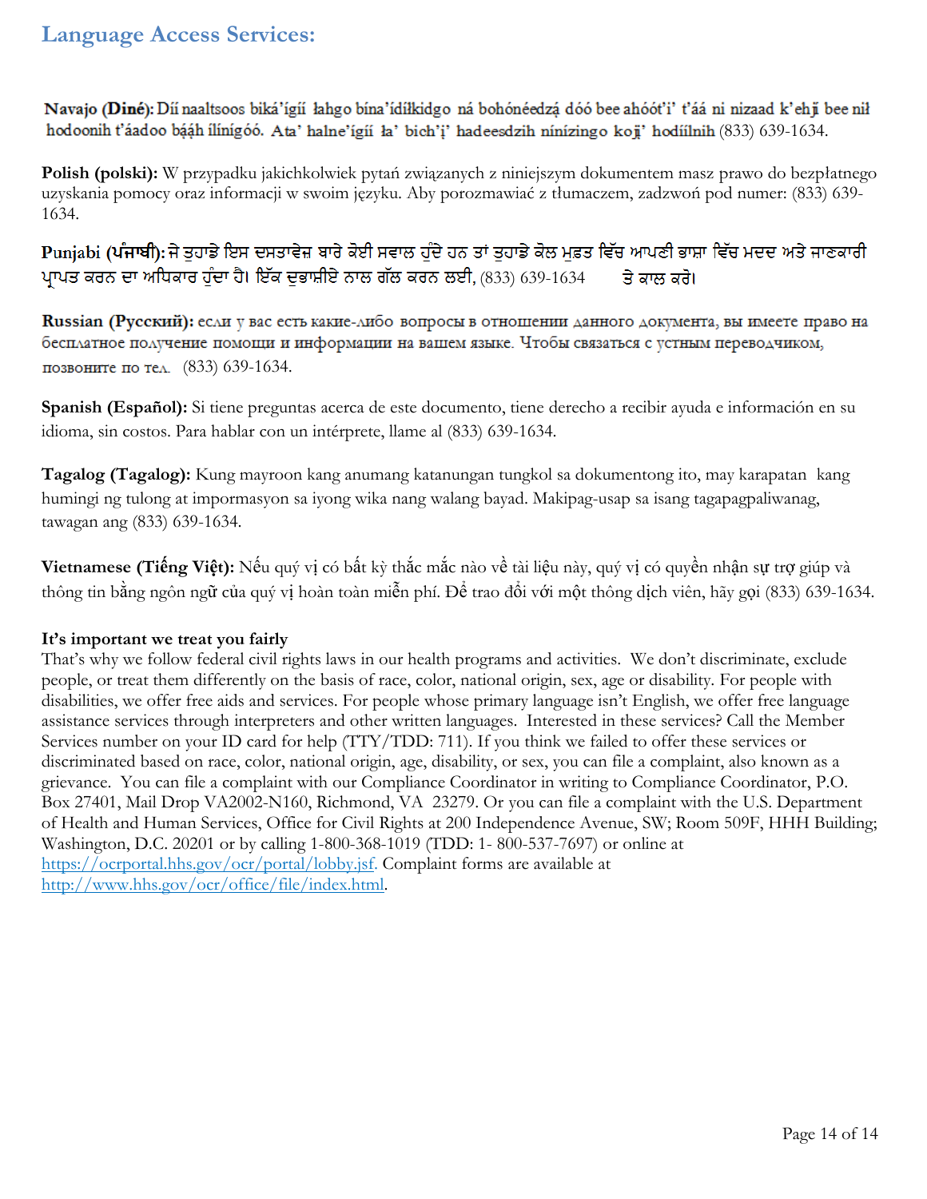## Language Access Services:

**Navajo (Diné):** Díí naaltsoos biká'ígíí łahgo bína'ídíłkidgo ná bohónéedzą́ dóó bee ahóót'i' t'áá ni nizaad k'ehjį bee nił hodoonih t'áadoo bááh ílínígóó. Ata' halne'ígíí ła' bich'į' hadeesdzih nínízingo kojį' hodíílnih (833) 639-1634.

**Polish (polski):** W przypadku jakichkolwiek pytań związanych z niniejszym dokumentem masz prawo do bezpłatnego uzyskania pomocy oraz informacji w swoim języku. Aby porozmawiać z tłumaczem, zadzwoń pod numer: (833) 639-1634.

**Punjabi (ਪੰਜਾਬੀ):** ਜੇ ਤੁਹਾਡੇ ਇਸ ਦਸਤਾਵੇਜ਼ ਬਾਰੇ ਕੋਈ ਸਵਾਲ ਹੁੰਦੇ ਹਨ ਤਾਂ ਤੁਹਾਡੇ ਕੋਲ ਮੁਫ਼ਤ ਵਿੱਚ ਆਪਣੀ ਭਾਸ਼ਾ ਵਿੱਚ ਮਦਦ ਅਤੇ ਜਾਣਕਾਰੀ ਪ੍ਰਾਪਤ ਕਰਨ ਦਾ ਅਧਿਕਾਰ ਹੁੰਦਾ ਹੈ। ਇੱਕ ਦੁਭਾਸ਼ੀਏ ਨਾਲ ਗੱਲ ਕਰਨ ਲਈ, (833) 639-1634 ਤੇ ਕਾਲ ਕਰੋ।

**Russian (Русский):** если у вас есть какие-либо вопросы в отношении данного документа, вы имеете право на бесплатное получение помощи и информации на вашем языке. Чтобы связаться с устным переводчиком, позвоните по тел. (833) 639-1634.

**Spanish (Español):** Si tiene preguntas acerca de este documento, tiene derecho a recibir ayuda e información en su idioma, sin costos. Para hablar con un intérprete, llame al (833) 639-1634.

**Tagalog (Tagalog):** Kung mayroon kang anumang katanungan tungkol sa dokumentong ito, may karapatan kang humingi ng tulong at impormasyon sa iyong wika nang walang bayad. Makipag-usap sa isang tagapagpaliwanag, tawagan ang (833) 639-1634.

**Vietnamese (Tiếng Việt):** Nếu quý vị có bất kỳ thắc mắc nào về tài liệu này, quý vị có quyền nhận sự trợ giúp và thông tin bằng ngôn ngữ của quý vị hoàn toàn miễn phí. Để trao đổi với một thông dịch viên, hãy gọi (833) 639-1634.

**It's important we treat you fairly**

That's why we follow federal civil rights laws in our health programs and activities. We don't discriminate, exclude people, or treat them differently on the basis of race, color, national origin, sex, age or disability. For people with disabilities, we offer free aids and services. For people whose primary language isn't English, we offer free language assistance services through interpreters and other written languages. Interested in these services? Call the Member Services number on your ID card for help (TTY/TDD: 711). If you think we failed to offer these services or discriminated based on race, color, national origin, age, disability, or sex, you can file a complaint, also known as a grievance. You can file a complaint with our Compliance Coordinator in writing to Compliance Coordinator, P.O. Box 27401, Mail Drop VA2002-N160, Richmond, VA 23279. Or you can file a complaint with the U.S. Department of Health and Human Services, Office for Civil Rights at 200 Independence Avenue, SW; Room 509F, HHH Building; Washington, D.C. 20201 or by calling 1-800-368-1019 (TDD: 1- 800-537-7697) or online at https://ocrportal.hhs.gov/ocr/portal/lobby.jsf. Complaint forms are available at http://www.hhs.gov/ocr/office/file/index.html.